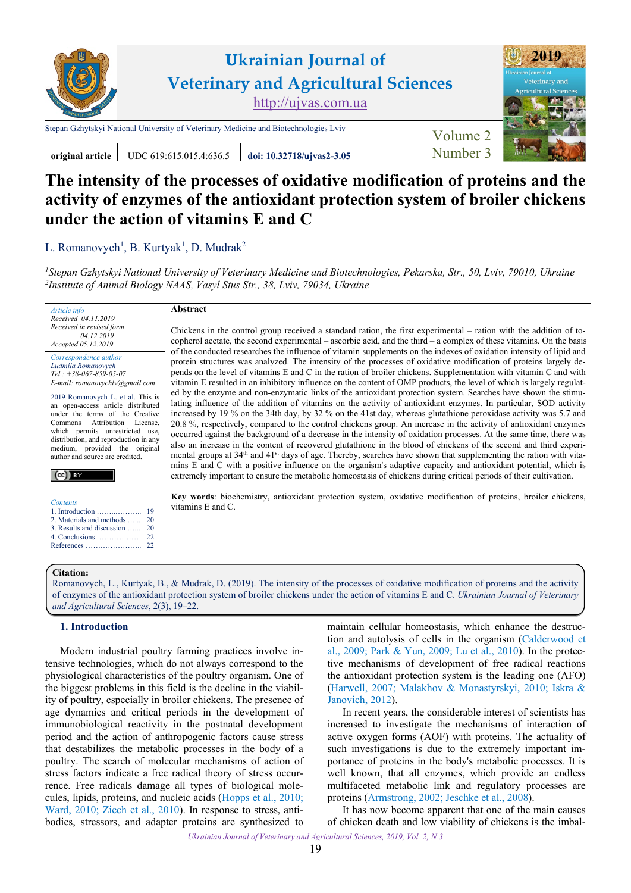original article | UDC 619:615.015.4:636.5 | doi: 10.32718/ujvas2-3.05

# The intensity of the processes of oxidative modification of proteins and the activity of enzymes of the antioxidant protection system of broiler chickens under the action of vitamins E and C

L. Romanovych[1], B. Kurtyak[1], D. Mudrak[2]

[1]*Stepan Gzhytskyi National University of Veterinary Medicine and Biotechnologies, Pekarska, Str., 50, Lviv, 79010, Ukraine*
[2]*Institute of Animal Biology NAAS, Vasyl Stus Str., 38, Lviv, 79034, Ukraine*

*Article info*
Received 04.11.2019
Received in revised form 04.12.2019
Accepted 05.12.2019

*Correspondence author*
*Ludmila Romanovych*
*Tel.: +38-067-859-05-07*
*E-mail: romanovychlv@gmail.com*

2019 Romanovych L. et al. This is an open-access article distributed under the terms of the Creative Commons Attribution License, which permits unrestricted use, distribution, and reproduction in any medium, provided the original author and source are credited.

*Contents*
1. Introduction .................. 19
2. Materials and methods ...... 20
3. Results and discussion ...... 20
4. Conclusions .................. 22
References ...................... 22

**Abstract**

Chickens in the control group received a standard ration, the first experimental – ration with the addition of tocopherol acetate, the second experimental – ascorbic acid, and the third – a complex of these vitamins. On the basis of the conducted researches the influence of vitamin supplements on the indexes of oxidation intensity of lipid and protein structures was analyzed. The intensity of the processes of oxidative modification of proteins largely depends on the level of vitamins E and C in the ration of broiler chickens. Supplementation with vitamin C and with vitamin E resulted in an inhibitory influence on the content of OMP products, the level of which is largely regulated by the enzyme and non-enzymatic links of the antioxidant protection system. Searches have shown the stimulating influence of the addition of vitamins on the activity of antioxidant enzymes. In particular, SOD activity increased by 19 % on the 34th day, by 32 % on the 41st day, whereas glutathione peroxidase activity was 5.7 and 20.8 %, respectively, compared to the control chickens group. An increase in the activity of antioxidant enzymes occurred against the background of a decrease in the intensity of oxidation processes. At the same time, there was also an increase in the content of recovered glutathione in the blood of chickens of the second and third experimental groups at 34$^{th}$ and 41$^{st}$ days of age. Thereby, searches have shown that supplementing the ration with vitamins E and C with a positive influence on the organism's adaptive capacity and antioxidant potential, which is extremely important to ensure the metabolic homeostasis of chickens during critical periods of their cultivation.

**Key words**: biochemistry, antioxidant protection system, oxidative modification of proteins, broiler chickens, vitamins E and C.

**Citation:**
Romanovych, L., Kurtyak, B., & Mudrak, D. (2019). The intensity of the processes of oxidative modification of proteins and the activity of enzymes of the antioxidant protection system of broiler chickens under the action of vitamins E and C. *Ukrainian Journal of Veterinary and Agricultural Sciences*, 2(3), 19–22.

## 1. Introduction

Modern industrial poultry farming practices involve intensive technologies, which do not always correspond to the physiological characteristics of the poultry organism. One of the biggest problems in this field is the decline in the viability of poultry, especially in broiler chickens. The presence of age dynamics and critical periods in the development of immunobiological reactivity in the postnatal development period and the action of anthropogenic factors cause stress that destabilizes the metabolic processes in the body of a poultry. The search of molecular mechanisms of action of stress factors indicate a free radical theory of stress occurrence. Free radicals damage all types of biological molecules, lipids, proteins, and nucleic acids (Hopps et al., 2010; Ward, 2010; Ziech et al., 2010). In response to stress, antibodies, stressors, and adapter proteins are synthesized to maintain cellular homeostasis, which enhance the destruction and autolysis of cells in the organism (Calderwood et al., 2009; Park & Yun, 2009; Lu et al., 2010). In the protective mechanisms of development of free radical reactions the antioxidant protection system is the leading one (AFO) (Harwell, 2007; Malakhov & Monastyrskyi, 2010; Iskra & Janovich, 2012).

In recent years, the considerable interest of scientists has increased to investigate the mechanisms of interaction of active oxygen forms (AOF) with proteins. The actuality of such investigations is due to the extremely important importance of proteins in the body's metabolic processes. It is well known, that all enzymes, which provide an endless multifaceted metabolic link and regulatory processes are proteins (Armstrong, 2002; Jeschke et al., 2008).

It has now become apparent that one of the main causes of chicken death and low viability of chickens is the imbal-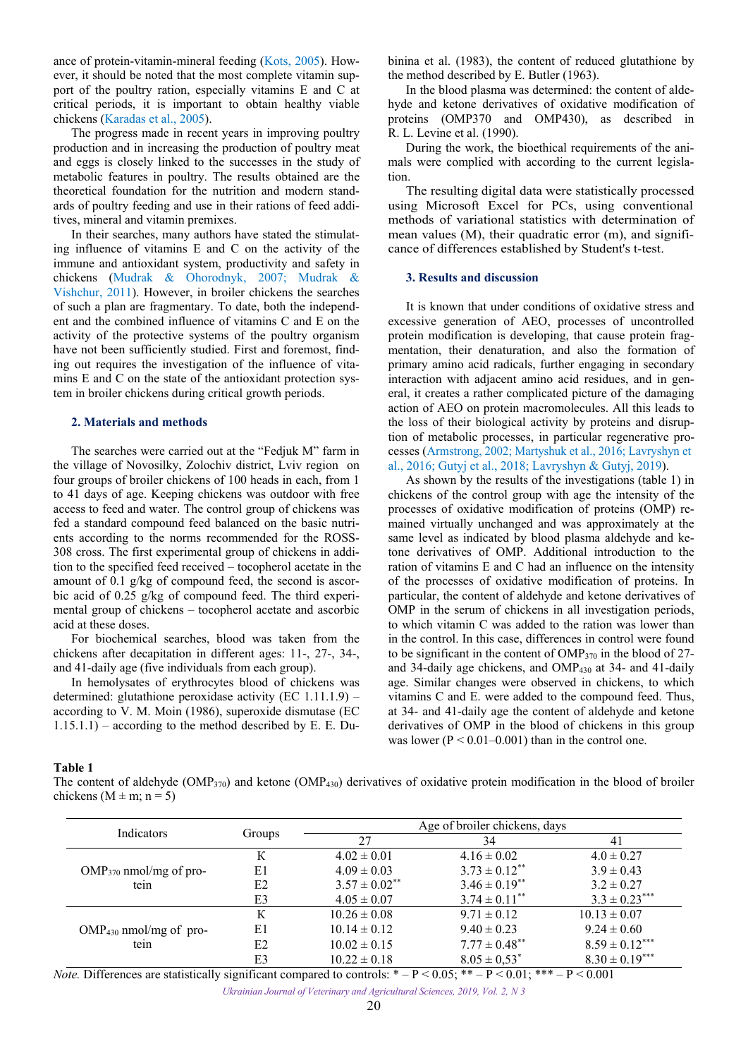ance of protein-vitamin-mineral feeding (Kots, 2005). However, it should be noted that the most complete vitamin support of the poultry ration, especially vitamins E and C at critical periods, it is important to obtain healthy viable chickens (Karadas et al., 2005).

The progress made in recent years in improving poultry production and in increasing the production of poultry meat and eggs is closely linked to the successes in the study of metabolic features in poultry. The results obtained are the theoretical foundation for the nutrition and modern standards of poultry feeding and use in their rations of feed additives, mineral and vitamin premixes.

In their searches, many authors have stated the stimulating influence of vitamins E and C on the activity of the immune and antioxidant system, productivity and safety in chickens (Mudrak & Ohorodnyk, 2007; Mudrak & Vishchur, 2011). However, in broiler chickens the searches of such a plan are fragmentary. To date, both the independent and the combined influence of vitamins C and E on the activity of the protective systems of the poultry organism have not been sufficiently studied. First and foremost, finding out requires the investigation of the influence of vitamins E and C on the state of the antioxidant protection system in broiler chickens during critical growth periods.

## 2. Materials and methods

The searches were carried out at the "Fedjuk M" farm in the village of Novosilky, Zolochiv district, Lviv region on four groups of broiler chickens of 100 heads in each, from 1 to 41 days of age. Keeping chickens was outdoor with free access to feed and water. The control group of chickens was fed a standard compound feed balanced on the basic nutrients according to the norms recommended for the ROSS-308 cross. The first experimental group of chickens in addition to the specified feed received – tocopherol acetate in the amount of 0.1 g/kg of compound feed, the second is ascorbic acid of 0.25 g/kg of compound feed. The third experimental group of chickens – tocopherol acetate and ascorbic acid at these doses.

For biochemical searches, blood was taken from the chickens after decapitation in different ages: 11-, 27-, 34-, and 41-daily age (five individuals from each group).

In hemolysates of erythrocytes blood of chickens was determined: glutathione peroxidase activity (EC 1.11.1.9) – according to V. M. Moin (1986), superoxide dismutase (EC 1.15.1.1) – according to the method described by E. E. Dubinina et al. (1983), the content of reduced glutathione by the method described by E. Butler (1963).

In the blood plasma was determined: the content of aldehyde and ketone derivatives of oxidative modification of proteins (OMP370 and OMP430), as described in R. L. Levine et al. (1990).

During the work, the bioethical requirements of the animals were complied with according to the current legislation.

The resulting digital data were statistically processed using Microsoft Excel for PCs, using conventional methods of variational statistics with determination of mean values (M), their quadratic error (m), and significance of differences established by Student's t-test.

## 3. Results and discussion

It is known that under conditions of oxidative stress and excessive generation of AEO, processes of uncontrolled protein modification is developing, that cause protein fragmentation, their denaturation, and also the formation of primary amino acid radicals, further engaging in secondary interaction with adjacent amino acid residues, and in general, it creates a rather complicated picture of the damaging action of AEO on protein macromolecules. All this leads to the loss of their biological activity by proteins and disruption of metabolic processes, in particular regenerative processes (Armstrong, 2002; Martyshuk et al., 2016; Lavryshyn et al., 2016; Gutyj et al., 2018; Lavryshyn & Gutyj, 2019).

As shown by the results of the investigations (table 1) in chickens of the control group with age the intensity of the processes of oxidative modification of proteins (OMP) remained virtually unchanged and was approximately at the same level as indicated by blood plasma aldehyde and ketone derivatives of OMP. Additional introduction to the ration of vitamins E and C had an influence on the intensity of the processes of oxidative modification of proteins. In particular, the content of aldehyde and ketone derivatives of OMP in the serum of chickens in all investigation periods, to which vitamin C was added to the ration was lower than in the control. In this case, differences in control were found to be significant in the content of $OMP_{370}$ in the blood of 27- and 34-daily age chickens, and $OMP_{430}$ at 34- and 41-daily age. Similar changes were observed in chickens, to which vitamins C and E. were added to the compound feed. Thus, at 34- and 41-daily age the content of aldehyde and ketone derivatives of OMP in the blood of chickens in this group was lower ($P < 0.01$–$0.001$) than in the control one.

**Table 1**
The content of aldehyde ($OMP_{370}$) and ketone ($OMP_{430}$) derivatives of oxidative protein modification in the blood of broiler chickens ($M \pm m$; $n = 5$)

| Indicators | Groups | Age of broiler chickens, days | | |
|---|---|---|---|---|
| | | 27 | 34 | 41 |
| $OMP_{370}$ nmol/mg of protein | K | $4.02 \pm 0.01$ | $4.16 \pm 0.02$ | $4.0 \pm 0.27$ |
| | E1 | $4.09 \pm 0.03$ | $3.73 \pm 0.12^{**}$ | $3.9 \pm 0.43$ |
| | E2 | $3.57 \pm 0.02^{**}$ | $3.46 \pm 0.19^{**}$ | $3.2 \pm 0.27$ |
| | E3 | $4.05 \pm 0.07$ | $3.74 \pm 0.11^{**}$ | $3.3 \pm 0.23^{***}$ |
| $OMP_{430}$ nmol/mg of protein | K | $10.26 \pm 0.08$ | $9.71 \pm 0.12$ | $10.13 \pm 0.07$ |
| | E1 | $10.14 \pm 0.12$ | $9.40 \pm 0.23$ | $9.24 \pm 0.60$ |
| | E2 | $10.02 \pm 0.15$ | $7.77 \pm 0.48^{**}$ | $8.59 \pm 0.12^{***}$ |
| | E3 | $10.22 \pm 0.18$ | $8.05 \pm 0{,}53^{*}$ | $8.30 \pm 0.19^{***}$ |

*Note.* Differences are statistically significant compared to controls: * – $P < 0.05$; ** – $P < 0.01$; *** – $P < 0.001$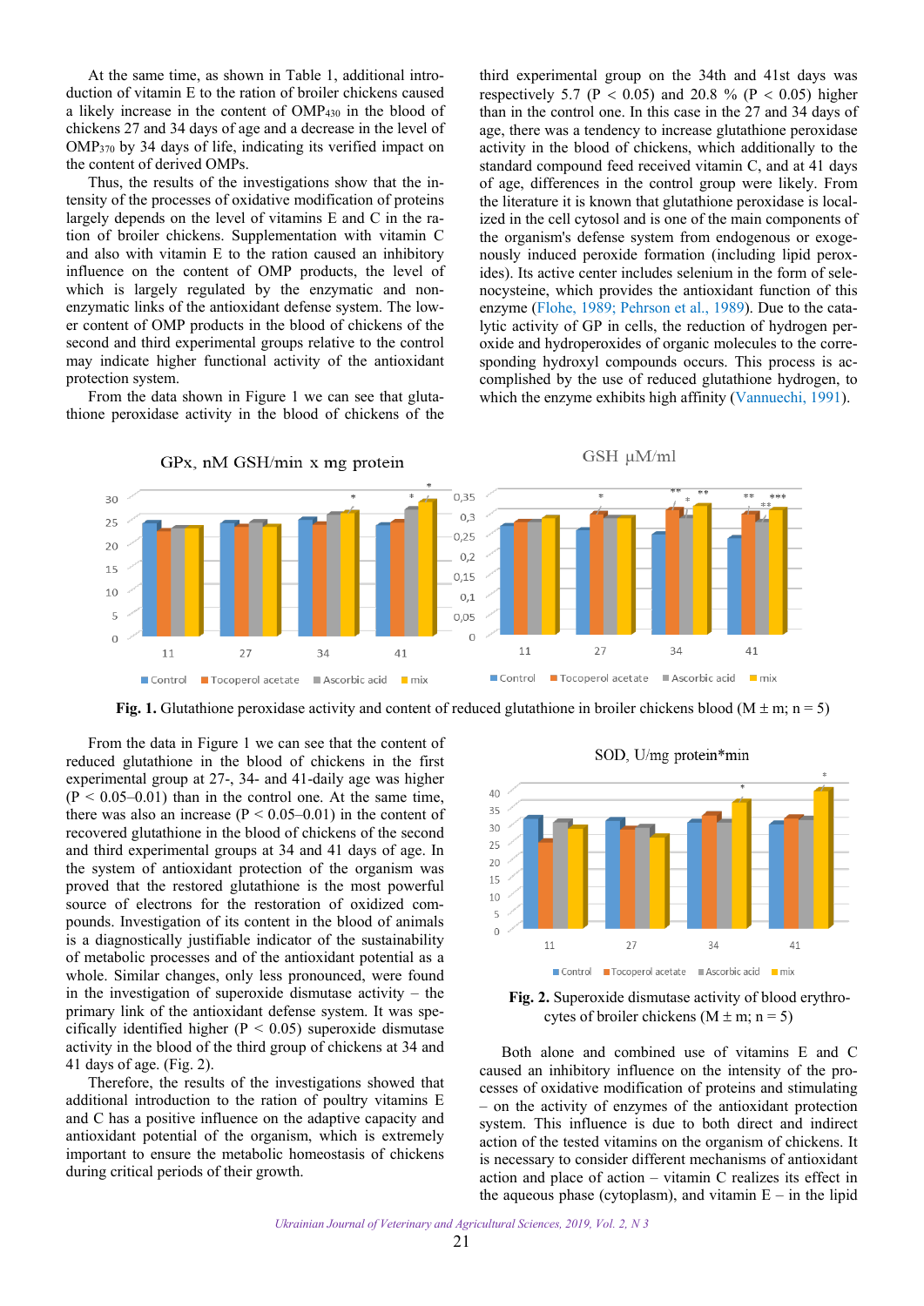At the same time, as shown in Table 1, additional introduction of vitamin E to the ration of broiler chickens caused a likely increase in the content of $OMP_{430}$ in the blood of chickens 27 and 34 days of age and a decrease in the level of $OMP_{370}$ by 34 days of life, indicating its verified impact on the content of derived OMPs.

Thus, the results of the investigations show that the intensity of the processes of oxidative modification of proteins largely depends on the level of vitamins E and C in the ration of broiler chickens. Supplementation with vitamin C and also with vitamin E to the ration caused an inhibitory influence on the content of OMP products, the level of which is largely regulated by the enzymatic and non-enzymatic links of the antioxidant defense system. The lower content of OMP products in the blood of chickens of the second and third experimental groups relative to the control may indicate higher functional activity of the antioxidant protection system.

From the data shown in Figure 1 we can see that glutathione peroxidase activity in the blood of chickens of the third experimental group on the 34th and 41st days was respectively 5.7 ($P < 0.05$) and 20.8 % ($P < 0.05$) higher than in the control one. In this case in the 27 and 34 days of age, there was a tendency to increase glutathione peroxidase activity in the blood of chickens, which additionally to the standard compound feed received vitamin C, and at 41 days of age, differences in the control group were likely. From the literature it is known that glutathione peroxidase is localized in the cell cytosol and is one of the main components of the organism's defense system from endogenous or exogenously induced peroxide formation (including lipid peroxides). Its active center includes selenium in the form of selenocysteine, which provides the antioxidant function of this enzyme (Flohe, 1989; Pehrson et al., 1989). Due to the catalytic activity of GP in cells, the reduction of hydrogen peroxide and hydroperoxides of organic molecules to the corresponding hydroxyl compounds occurs. This process is accomplished by the use of reduced glutathione hydrogen, to which the enzyme exhibits high affinity (Vannuechi, 1991).

**Fig. 1.** Glutathione peroxidase activity and content of reduced glutathione in broiler chickens blood (M ± m; n = 5)

From the data in Figure 1 we can see that the content of reduced glutathione in the blood of chickens in the first experimental group at 27-, 34- and 41-daily age was higher ($P < 0.05$–$0.01$) than in the control one. At the same time, there was also an increase ($P < 0.05$–$0.01$) in the content of recovered glutathione in the blood of chickens of the second and third experimental groups at 34 and 41 days of age. In the system of antioxidant protection of the organism was proved that the restored glutathione is the most powerful source of electrons for the restoration of oxidized compounds. Investigation of its content in the blood of animals is a diagnostically justifiable indicator of the sustainability of metabolic processes and of the antioxidant potential as a whole. Similar changes, only less pronounced, were found in the investigation of superoxide dismutase activity – the primary link of the antioxidant defense system. It was specifically identified higher ($P < 0.05$) superoxide dismutase activity in the blood of the third group of chickens at 34 and 41 days of age. (Fig. 2).

Therefore, the results of the investigations showed that additional introduction to the ration of poultry vitamins E and C has a positive influence on the adaptive capacity and antioxidant potential of the organism, which is extremely important to ensure the metabolic homeostasis of chickens during critical periods of their growth.

**Fig. 2.** Superoxide dismutase activity of blood erythrocytes of broiler chickens (M ± m; n = 5)

Both alone and combined use of vitamins E and C caused an inhibitory influence on the intensity of the processes of oxidative modification of proteins and stimulating – on the activity of enzymes of the antioxidant protection system. This influence is due to both direct and indirect action of the tested vitamins on the organism of chickens. It is necessary to consider different mechanisms of antioxidant action and place of action – vitamin C realizes its effect in the aqueous phase (cytoplasm), and vitamin E – in the lipid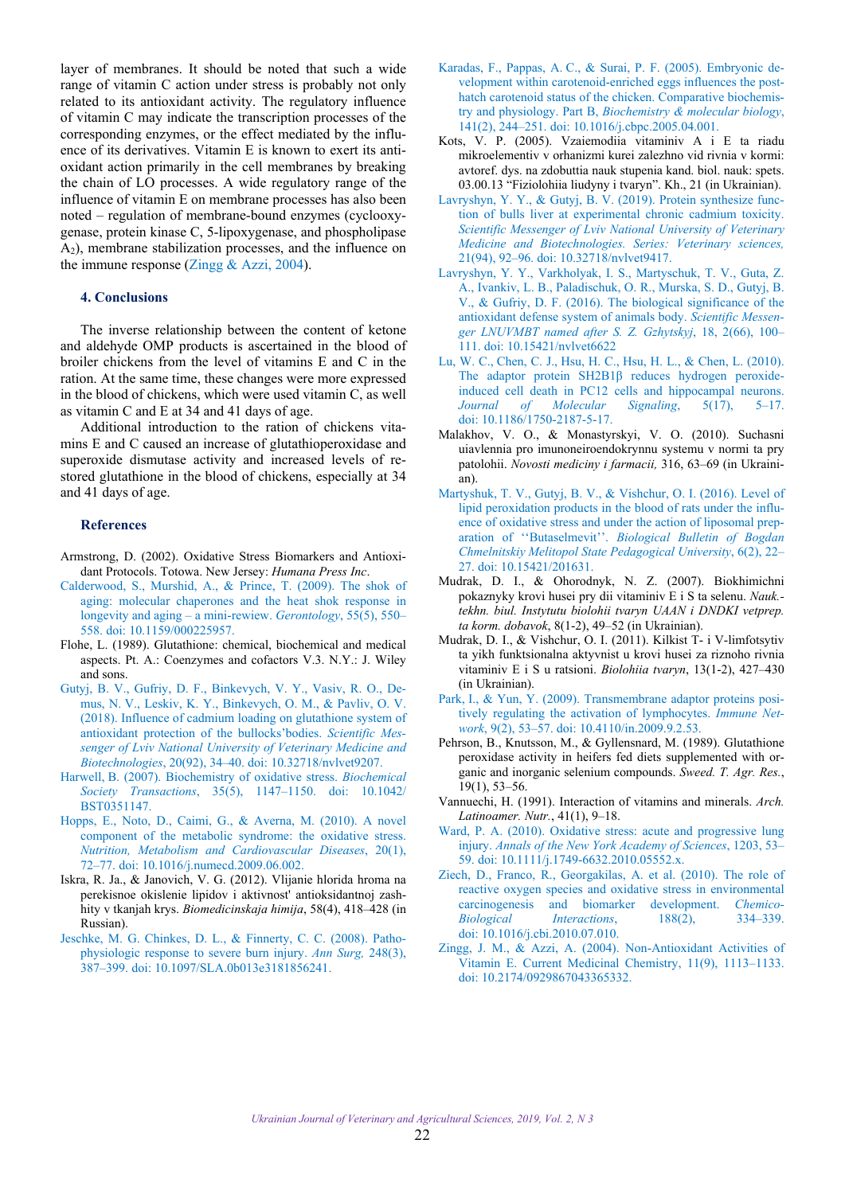layer of membranes. It should be noted that such a wide range of vitamin C action under stress is probably not only related to its antioxidant activity. The regulatory influence of vitamin C may indicate the transcription processes of the corresponding enzymes, or the effect mediated by the influence of its derivatives. Vitamin E is known to exert its antioxidant action primarily in the cell membranes by breaking the chain of LO processes. A wide regulatory range of the influence of vitamin E on membrane processes has also been noted – regulation of membrane-bound enzymes (cyclooxygenase, protein kinase C, 5-lipoxygenase, and phospholipase $A_2$), membrane stabilization processes, and the influence on the immune response (Zingg & Azzi, 2004).

## 4. Conclusions

The inverse relationship between the content of ketone and aldehyde OMP products is ascertained in the blood of broiler chickens from the level of vitamins E and C in the ration. At the same time, these changes were more expressed in the blood of chickens, which were used vitamin C, as well as vitamin C and E at 34 and 41 days of age.

Additional introduction to the ration of chickens vitamins E and C caused an increase of glutathioperoxidase and superoxide dismutase activity and increased levels of restored glutathione in the blood of chickens, especially at 34 and 41 days of age.

## References

Armstrong, D. (2002). Oxidative Stress Biomarkers and Antioxidant Protocols. Totowa. New Jersey: *Humana Press Inc*.

Calderwood, S., Murshid, A., & Prince, T. (2009). The shok of aging: molecular chaperones and the heat shok response in longevity and aging – a mini-rewiew. *Gerontology*, 55(5), 550–558. doi: 10.1159/000225957.

Flohe, L. (1989). Glutathione: chemical, biochemical and medical aspects. Pt. A.: Coenzymes and cofactors V.3. N.Y.: J. Wiley and sons.

Gutyj, B. V., Gufriy, D. F., Binkevych, V. Y., Vasiv, R. O., Demus, N. V., Leskiv, K. Y., Binkevych, O. M., & Pavliv, O. V. (2018). Influence of cadmium loading on glutathione system of antioxidant protection of the bullocks'bodies. *Scientific Messenger of Lviv National University of Veterinary Medicine and Biotechnologies*, 20(92), 34–40. doi: 10.32718/nvlvet9207.

Harwell, B. (2007). Biochemistry of oxidative stress. *Biochemical Society Transactions*, 35(5), 1147–1150. doi: 10.1042/BST0351147.

Hopps, E., Noto, D., Caimi, G., & Averna, M. (2010). A novel component of the metabolic syndrome: the oxidative stress. *Nutrition, Metabolism and Cardiovascular Diseases*, 20(1), 72–77. doi: 10.1016/j.numecd.2009.06.002.

Iskra, R. Ja., & Janovich, V. G. (2012). Vlijanie hlorida hroma na perekisnoe okislenie lipidov i aktivnost' antioksidantnoj zashhity v tkanjah krys. *Biomedicinskaja himija*, 58(4), 418–428 (in Russian).

Jeschke, M. G. Chinkes, D. L., & Finnerty, C. C. (2008). Pathophysiologic response to severe burn injury. *Ann Surg,* 248(3), 387–399. doi: 10.1097/SLA.0b013e3181856241.

Karadas, F., Pappas, A. C., & Surai, P. F. (2005). Embryonic development within carotenoid-enriched eggs influences the post-hatch carotenoid status of the chicken. Comparative biochemistry and physiology. Part B, *Biochemistry & molecular biology*, 141(2), 244–251. doi: 10.1016/j.cbpc.2005.04.001.

Kots, V. P. (2005). Vzaiemodiia vitaminiv A i E ta riadu mikroelementiv v orhanizmi kurei zalezhno vid rivnia v kormi: avtoref. dys. na zdobuttia nauk stupenia kand. biol. nauk: spets. 03.00.13 "Fiziolohiia liudyny i tvaryn". Kh., 21 (in Ukrainian).

Lavryshyn, Y. Y., & Gutyj, B. V. (2019). Protein synthesize function of bulls liver at experimental chronic cadmium toxicity. *Scientific Messenger of Lviv National University of Veterinary Medicine and Biotechnologies. Series: Veterinary sciences,* 21(94), 92–96. doi: 10.32718/nvlvet9417.

Lavryshyn, Y. Y., Varkholyak, I. S., Martyschuk, T. V., Guta, Z. A., Ivankiv, L. B., Paladischuk, O. R., Murska, S. D., Gutyj, B. V., & Gufriy, D. F. (2016). The biological significance of the antioxidant defense system of animals body. *Scientific Messenger LNUVMBT named after S. Z. Gzhytskyj*, 18, 2(66), 100–111. doi: 10.15421/nvlvet6622

Lu, W. C., Chen, C. J., Hsu, H. C., Hsu, H. L., & Chen, L. (2010). The adaptor protein SH2B1β reduces hydrogen peroxide-induced cell death in PC12 cells and hippocampal neurons. *Journal of Molecular Signaling*, 5(17), 5–17. doi: 10.1186/1750-2187-5-17.

Malakhov, V. O., & Monastyrskyi, V. O. (2010). Suchasni uiavlennia pro imunoneiroendokrynnu systemu v normi ta pry patolohii. *Novosti mediciny i farmacii,* 316, 63–69 (in Ukrainian).

Martyshuk, T. V., Gutyj, B. V., & Vishchur, O. I. (2016). Level of lipid peroxidation products in the blood of rats under the influence of oxidative stress and under the action of liposomal preparation of ''Butaselmevit''. *Biological Bulletin of Bogdan Chmelnitskiy Melitopol State Pedagogical University*, 6(2), 22–27. doi: 10.15421/201631.

Mudrak, D. I., & Ohorodnyk, N. Z. (2007). Biokhimichni pokaznyky krovi husei pry dii vitaminiv E i S ta selenu. *Nauk.-tekhn. biul. Instytutu biolohii tvaryn UAAN i DNDKI vetprep. ta korm. dobavok*, 8(1-2), 49–52 (in Ukrainian).

Mudrak, D. I., & Vishchur, O. I. (2011). Kilkist T- i V-limfotsytiv ta yikh funktsionalna aktyvnist u krovi husei za riznoho rivnia vitaminiv E i S u ratsioni. *Biolohiia tvaryn*, 13(1-2), 427–430 (in Ukrainian).

Park, I., & Yun, Y. (2009). Transmembrane adaptor proteins positively regulating the activation of lymphocytes. *Immune Network*, 9(2), 53–57. doi: 10.4110/in.2009.9.2.53.

Pehrson, B., Knutsson, M., & Gyllensnard, M. (1989). Glutathione peroxidase activity in heifers fed diets supplemented with organic and inorganic selenium compounds. *Sweed. T. Agr. Res.*, 19(1), 53–56.

Vannuechi, H. (1991). Interaction of vitamins and minerals. *Arch. Latinoamer. Nutr.*, 41(1), 9–18.

Ward, P. A. (2010). Oxidative stress: acute and progressive lung injury. *Annals of the New York Academy of Sciences*, 1203, 53–59. doi: 10.1111/j.1749-6632.2010.05552.x.

Ziech, D., Franco, R., Georgakilas, A. et al. (2010). The role of reactive oxygen species and oxidative stress in environmental carcinogenesis and biomarker development. *Chemico-Biological Interactions*, 188(2), 334–339. doi: 10.1016/j.cbi.2010.07.010.

Zingg, J. M., & Azzi, A. (2004). Non-Antioxidant Activities of Vitamin E. Current Medicinal Chemistry, 11(9), 1113–1133. doi: 10.2174/0929867043365332.